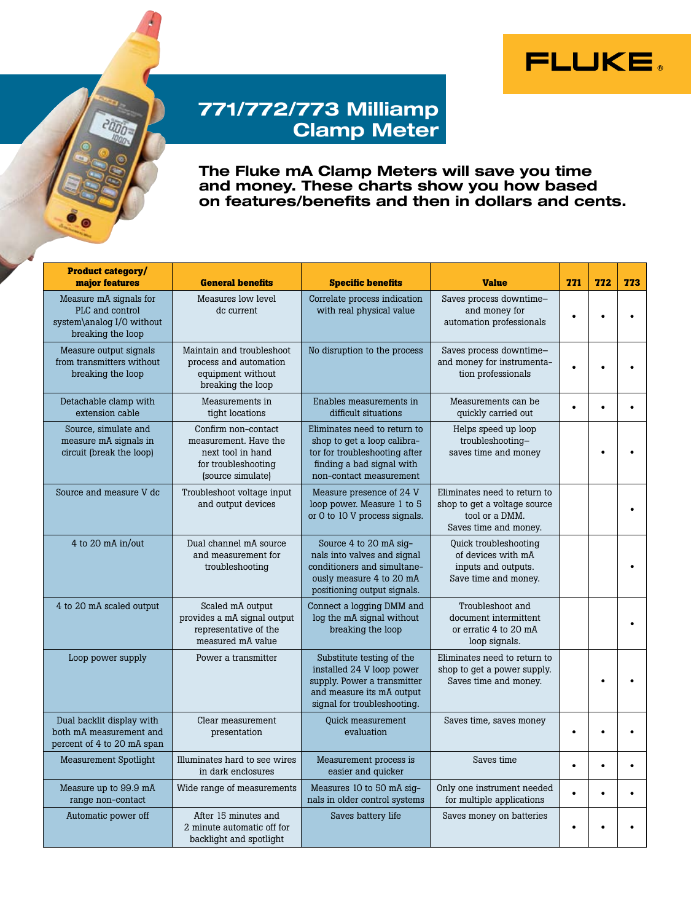FLUKE®

# 771/772/773 Milliamp Clamp Meter

## The Fluke mA Clamp Meters will save you time and money. These charts show you how based on features/benefits and then in dollars and cents.

| Product category/ major features | General benefits | Specific benefits | Value | 771 | 772 | 773 |
|---|---|---|---|---|---|---|
| Measure mA signals for PLC and control system\analog I/O without breaking the loop | Measures low level dc current | Correlate process indication with real physical value | Saves process downtime–and money for automation professionals | • | • | • |
| Measure output signals from transmitters without breaking the loop | Maintain and troubleshoot process and automation equipment without breaking the loop | No disruption to the process | Saves process downtime–and money for instrumentation professionals | • | • | • |
| Detachable clamp with extension cable | Measurements in tight locations | Enables measurements in difficult situations | Measurements can be quickly carried out | • | • | • |
| Source, simulate and measure mA signals in circuit (break the loop) | Confirm non-contact measurement. Have the next tool in hand for troubleshooting (source simulate) | Eliminates need to return to shop to get a loop calibrator for troubleshooting after finding a bad signal with non-contact measurement | Helps speed up loop troubleshooting–saves time and money | | • | • |
| Source and measure V dc | Troubleshoot voltage input and output devices | Measure presence of 24 V loop power. Measure 1 to 5 or 0 to 10 V process signals. | Eliminates need to return to shop to get a voltage source tool or a DMM. Saves time and money. | | | • |
| 4 to 20 mA in/out | Dual channel mA source and measurement for troubleshooting | Source 4 to 20 mA signals into valves and signal conditioners and simultaneously measure 4 to 20 mA positioning output signals. | Quick troubleshooting of devices with mA inputs and outputs. Save time and money. | | | • |
| 4 to 20 mA scaled output | Scaled mA output provides a mA signal output representative of the measured mA value | Connect a logging DMM and log the mA signal without breaking the loop | Troubleshoot and document intermittent or erratic 4 to 20 mA loop signals. | | | • |
| Loop power supply | Power a transmitter | Substitute testing of the installed 24 V loop power supply. Power a transmitter and measure its mA output signal for troubleshooting. | Eliminates need to return to shop to get a power supply. Saves time and money. | | • | • |
| Dual backlit display with both mA measurement and percent of 4 to 20 mA span | Clear measurement presentation | Quick measurement evaluation | Saves time, saves money | • | • | • |
| Measurement Spotlight | Illuminates hard to see wires in dark enclosures | Measurement process is easier and quicker | Saves time | • | • | • |
| Measure up to 99.9 mA range non-contact | Wide range of measurements | Measures 10 to 50 mA signals in older control systems | Only one instrument needed for multiple applications | • | • | • |
| Automatic power off | After 15 minutes and 2 minute automatic off for backlight and spotlight | Saves battery life | Saves money on batteries | • | • | • |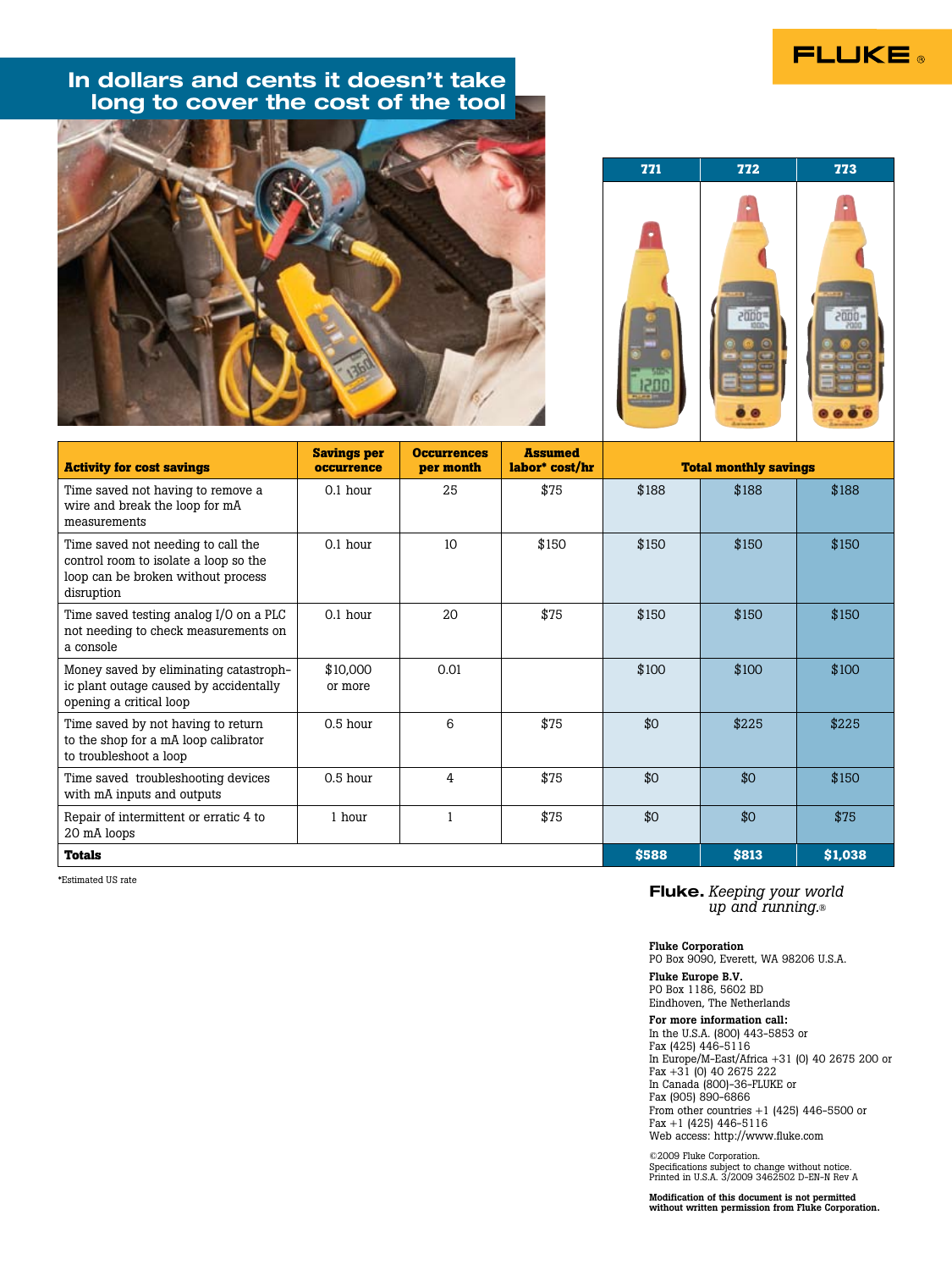# In dollars and cents it doesn't take long to cover the cost of the tool

| Activity for cost savings | Savings per occurrence | Occurrences per month | Assumed labor* cost/hr | Total monthly savings 771 | 772 | 773 |
|---|---|---|---|---|---|---|
| Time saved not having to remove a wire and break the loop for mA measurements | 0.1 hour | 25 | $75 | $188 | $188 | $188 |
| Time saved not needing to call the control room to isolate a loop so the loop can be broken without process disruption | 0.1 hour | 10 | $150 | $150 | $150 | $150 |
| Time saved testing analog I/O on a PLC not needing to check measurements on a console | 0.1 hour | 20 | $75 | $150 | $150 | $150 |
| Money saved by eliminating catastrophic plant outage caused by accidentally opening a critical loop | $10,000 or more | 0.01 | | $100 | $100 | $100 |
| Time saved by not having to return to the shop for a mA loop calibrator to troubleshoot a loop | 0.5 hour | 6 | $75 | $0 | $225 | $225 |
| Time saved troubleshooting devices with mA inputs and outputs | 0.5 hour | 4 | $75 | $0 | $0 | $150 |
| Repair of intermittent or erratic 4 to 20 mA loops | 1 hour | 1 | $75 | $0 | $0 | $75 |
| **Totals** | | | | **$588** | **$813** | **$1,038** |

*Estimated US rate

**Fluke.** *Keeping your world up and running.®*

**Fluke Corporation**
PO Box 9090, Everett, WA 98206 U.S.A.

**Fluke Europe B.V.**
PO Box 1186, 5602 BD
Eindhoven, The Netherlands

**For more information call:**
In the U.S.A. (800) 443-5853 or
Fax (425) 446-5116
In Europe/M-East/Africa +31 (0) 40 2675 200 or
Fax +31 (0) 40 2675 222
In Canada (800)-36-FLUKE or
Fax (905) 890-6866
From other countries +1 (425) 446-5500 or
Fax +1 (425) 446-5116
Web access: http://www.fluke.com

©2009 Fluke Corporation.
Specifications subject to change without notice.
Printed in U.S.A. 3/2009 3462502 D-EN-N Rev A

**Modification of this document is not permitted without written permission from Fluke Corporation.**